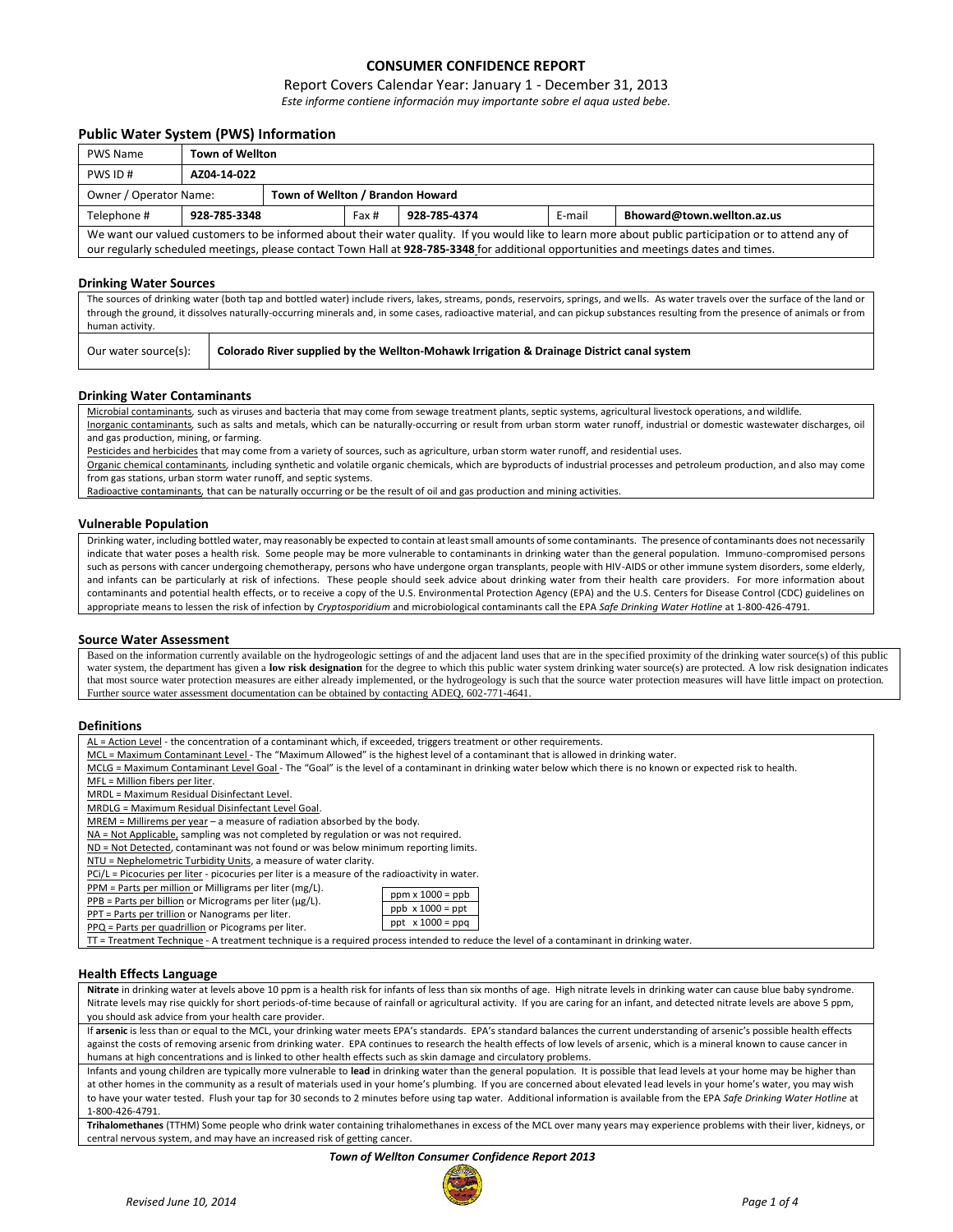# CONSUMER CONFIDENCE REPORT

Report Covers Calendar Year: January 1 - December 31, 2013

*Este informe contiene información muy importante sobre el aqua usted bebe.*

## Public Water System (PWS) Information

| PWS Name | **Town of Wellton** | | | | | |
|---|---|---|---|---|---|---|
| PWS ID # | **AZ04-14-022** | | | | | |
| Owner / Operator Name: | | **Town of Wellton / Brandon Howard** | | | | |
| Telephone # | **928-785-3348** | Fax # | **928-785-4374** | E-mail | **Bhoward@town.wellton.az.us** | |

We want our valued customers to be informed about their water quality. If you would like to learn more about public participation or to attend any of our regularly scheduled meetings, please contact Town Hall at **928-785-3348** for additional opportunities and meetings dates and times.

## Drinking Water Sources

The sources of drinking water (both tap and bottled water) include rivers, lakes, streams, ponds, reservoirs, springs, and wells. As water travels over the surface of the land or through the ground, it dissolves naturally-occurring minerals and, in some cases, radioactive material, and can pickup substances resulting from the presence of animals or from human activity.

| Our water source(s): | **Colorado River supplied by the Wellton-Mohawk Irrigation & Drainage District canal system** |
|---|---|

## Drinking Water Contaminants

Microbial contaminants, such as viruses and bacteria that may come from sewage treatment plants, septic systems, agricultural livestock operations, and wildlife.

Inorganic contaminants, such as salts and metals, which can be naturally-occurring or result from urban storm water runoff, industrial or domestic wastewater discharges, oil and gas production, mining, or farming.

Pesticides and herbicides that may come from a variety of sources, such as agriculture, urban storm water runoff, and residential uses.

Organic chemical contaminants, including synthetic and volatile organic chemicals, which are byproducts of industrial processes and petroleum production, and also may come from gas stations, urban storm water runoff, and septic systems.

Radioactive contaminants, that can be naturally occurring or be the result of oil and gas production and mining activities.

## Vulnerable Population

Drinking water, including bottled water, may reasonably be expected to contain at least small amounts of some contaminants. The presence of contaminants does not necessarily indicate that water poses a health risk. Some people may be more vulnerable to contaminants in drinking water than the general population. Immuno-compromised persons such as persons with cancer undergoing chemotherapy, persons who have undergone organ transplants, people with HIV-AIDS or other immune system disorders, some elderly, and infants can be particularly at risk of infections. These people should seek advice about drinking water from their health care providers. For more information about contaminants and potential health effects, or to receive a copy of the U.S. Environmental Protection Agency (EPA) and the U.S. Centers for Disease Control (CDC) guidelines on appropriate means to lessen the risk of infection by *Cryptosporidium* and microbiological contaminants call the EPA *Safe Drinking Water Hotline* at 1-800-426-4791.

## Source Water Assessment

Based on the information currently available on the hydrogeologic settings of and the adjacent land uses that are in the specified proximity of the drinking water source(s) of this public water system, the department has given a **low risk designation** for the degree to which this public water system drinking water source(s) are protected. A low risk designation indicates that most source water protection measures are either already implemented, or the hydrogeology is such that the source water protection measures will have little impact on protection. Further source water assessment documentation can be obtained by contacting ADEQ, 602-771-4641.

## Definitions

AL = Action Level - the concentration of a contaminant which, if exceeded, triggers treatment or other requirements.
MCL = Maximum Contaminant Level - The "Maximum Allowed" is the highest level of a contaminant that is allowed in drinking water.
MCLG = Maximum Contaminant Level Goal - The "Goal" is the level of a contaminant in drinking water below which there is no known or expected risk to health.
MFL = Million fibers per liter.
MRDL = Maximum Residual Disinfectant Level.
MRDLG = Maximum Residual Disinfectant Level Goal.
MREM = Millirems per year – a measure of radiation absorbed by the body.
NA = Not Applicable, sampling was not completed by regulation or was not required.
ND = Not Detected, contaminant was not found or was below minimum reporting limits.
NTU = Nephelometric Turbidity Units, a measure of water clarity.
PCi/L = Picocuries per liter - picocuries per liter is a measure of the radioactivity in water.
PPM = Parts per million or Milligrams per liter (mg/L).
PPB = Parts per billion or Micrograms per liter (µg/L).
PPT = Parts per trillion or Nanograms per liter.
PPQ = Parts per quadrillion or Picograms per liter.

| ppm x 1000 = ppb |
|---|
| ppb x 1000 = ppt |
| ppt x 1000 = ppq |

TT = Treatment Technique - A treatment technique is a required process intended to reduce the level of a contaminant in drinking water.

## Health Effects Language

**Nitrate** in drinking water at levels above 10 ppm is a health risk for infants of less than six months of age. High nitrate levels in drinking water can cause blue baby syndrome. Nitrate levels may rise quickly for short periods-of-time because of rainfall or agricultural activity. If you are caring for an infant, and detected nitrate levels are above 5 ppm, you should ask advice from your health care provider.

If **arsenic** is less than or equal to the MCL, your drinking water meets EPA's standards. EPA's standard balances the current understanding of arsenic's possible health effects against the costs of removing arsenic from drinking water. EPA continues to research the health effects of low levels of arsenic, which is a mineral known to cause cancer in humans at high concentrations and is linked to other health effects such as skin damage and circulatory problems.

Infants and young children are typically more vulnerable to **lead** in drinking water than the general population. It is possible that lead levels at your home may be higher than at other homes in the community as a result of materials used in your home's plumbing. If you are concerned about elevated lead levels in your home's water, you may wish to have your water tested. Flush your tap for 30 seconds to 2 minutes before using tap water. Additional information is available from the EPA *Safe Drinking Water Hotline* at 1-800-426-4791.

**Trihalomethanes** (TTHM) Some people who drink water containing trihalomethanes in excess of the MCL over many years may experience problems with their liver, kidneys, or central nervous system, and may have an increased risk of getting cancer.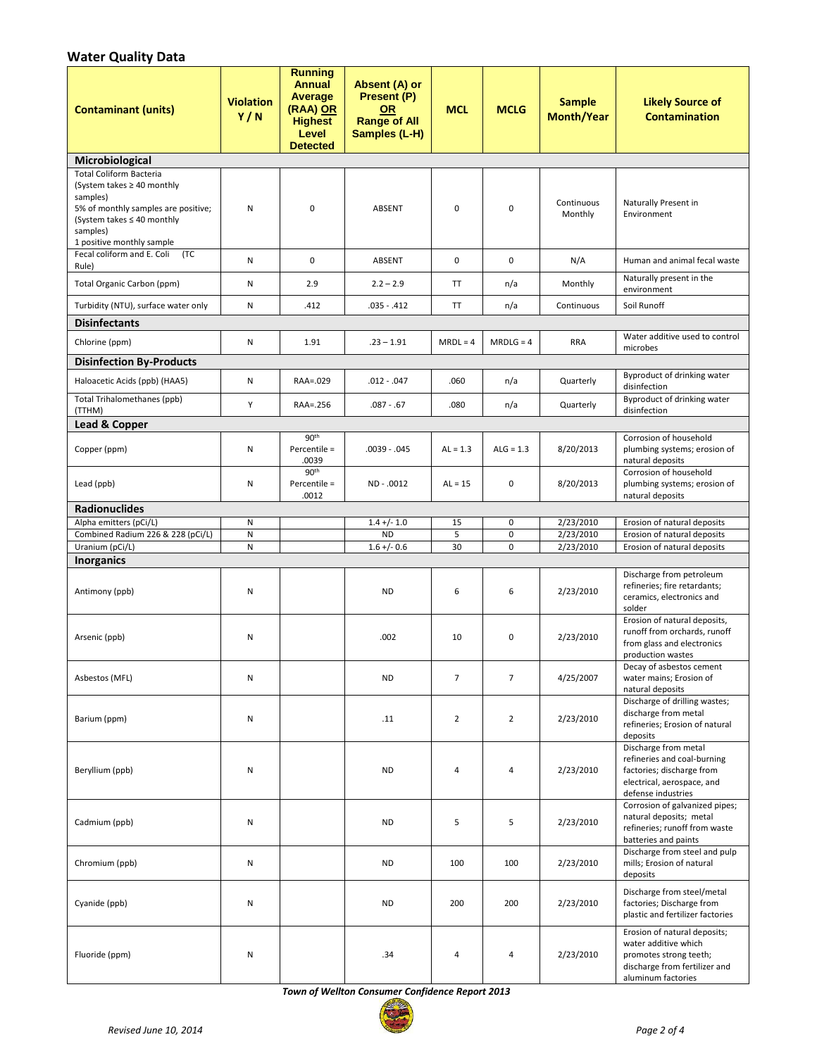## Water Quality Data

| Contaminant (units) | Violation Y / N | Running Annual Average (RAA) OR Highest Level Detected | Absent (A) or Present (P) OR Range of All Samples (L-H) | MCL | MCLG | Sample Month/Year | Likely Source of Contamination |
|---|---|---|---|---|---|---|---|
| **Microbiological** | | | | | | | |
| Total Coliform Bacteria (System takes ≥ 40 monthly samples) 5% of monthly samples are positive; (System takes ≤ 40 monthly samples) 1 positive monthly sample | N | 0 | ABSENT | 0 | 0 | Continuous Monthly | Naturally Present in Environment |
| Fecal coliform and E. Coli (TC Rule) | N | 0 | ABSENT | 0 | 0 | N/A | Human and animal fecal waste |
| Total Organic Carbon (ppm) | N | 2.9 | 2.2 – 2.9 | TT | n/a | Monthly | Naturally present in the environment |
| Turbidity (NTU), surface water only | N | .412 | .035 - .412 | TT | n/a | Continuous | Soil Runoff |
| **Disinfectants** | | | | | | | |
| Chlorine (ppm) | N | 1.91 | .23 – 1.91 | MRDL = 4 | MRDLG = 4 | RRA | Water additive used to control microbes |
| **Disinfection By-Products** | | | | | | | |
| Haloacetic Acids (ppb) (HAA5) | N | RAA=.029 | .012 - .047 | .060 | n/a | Quarterly | Byproduct of drinking water disinfection |
| Total Trihalomethanes (ppb) (TTHM) | Y | RAA=.256 | .087 - .67 | .080 | n/a | Quarterly | Byproduct of drinking water disinfection |
| **Lead & Copper** | | | | | | | |
| Copper (ppm) | N | 90th Percentile = .0039 | .0039 - .045 | AL = 1.3 | ALG = 1.3 | 8/20/2013 | Corrosion of household plumbing systems; erosion of natural deposits |
| Lead (ppb) | N | 90th Percentile = .0012 | ND - .0012 | AL = 15 | 0 | 8/20/2013 | Corrosion of household plumbing systems; erosion of natural deposits |
| **Radionuclides** | | | | | | | |
| Alpha emitters (pCi/L) | N | | 1.4 +/- 1.0 | 15 | 0 | 2/23/2010 | Erosion of natural deposits |
| Combined Radium 226 & 228 (pCi/L) | N | | ND | 5 | 0 | 2/23/2010 | Erosion of natural deposits |
| Uranium (pCi/L) | N | | 1.6 +/- 0.6 | 30 | 0 | 2/23/2010 | Erosion of natural deposits |
| **Inorganics** | | | | | | | |
| Antimony (ppb) | N | | ND | 6 | 6 | 2/23/2010 | Discharge from petroleum refineries; fire retardants; ceramics, electronics and solder |
| Arsenic (ppb) | N | | .002 | 10 | 0 | 2/23/2010 | Erosion of natural deposits, runoff from orchards, runoff from glass and electronics production wastes |
| Asbestos (MFL) | N | | ND | 7 | 7 | 4/25/2007 | Decay of asbestos cement water mains; Erosion of natural deposits |
| Barium (ppm) | N | | .11 | 2 | 2 | 2/23/2010 | Discharge of drilling wastes; discharge from metal refineries; Erosion of natural deposits |
| Beryllium (ppb) | N | | ND | 4 | 4 | 2/23/2010 | Discharge from metal refineries and coal-burning factories; discharge from electrical, aerospace, and defense industries |
| Cadmium (ppb) | N | | ND | 5 | 5 | 2/23/2010 | Corrosion of galvanized pipes; natural deposits; metal refineries; runoff from waste batteries and paints |
| Chromium (ppb) | N | | ND | 100 | 100 | 2/23/2010 | Discharge from steel and pulp mills; Erosion of natural deposits |
| Cyanide (ppb) | N | | ND | 200 | 200 | 2/23/2010 | Discharge from steel/metal factories; Discharge from plastic and fertilizer factories |
| Fluoride (ppm) | N | | .34 | 4 | 4 | 2/23/2010 | Erosion of natural deposits; water additive which promotes strong teeth; discharge from fertilizer and aluminum factories |

*Town of Wellton Consumer Confidence Report 2013*

*Revised June 10, 2014*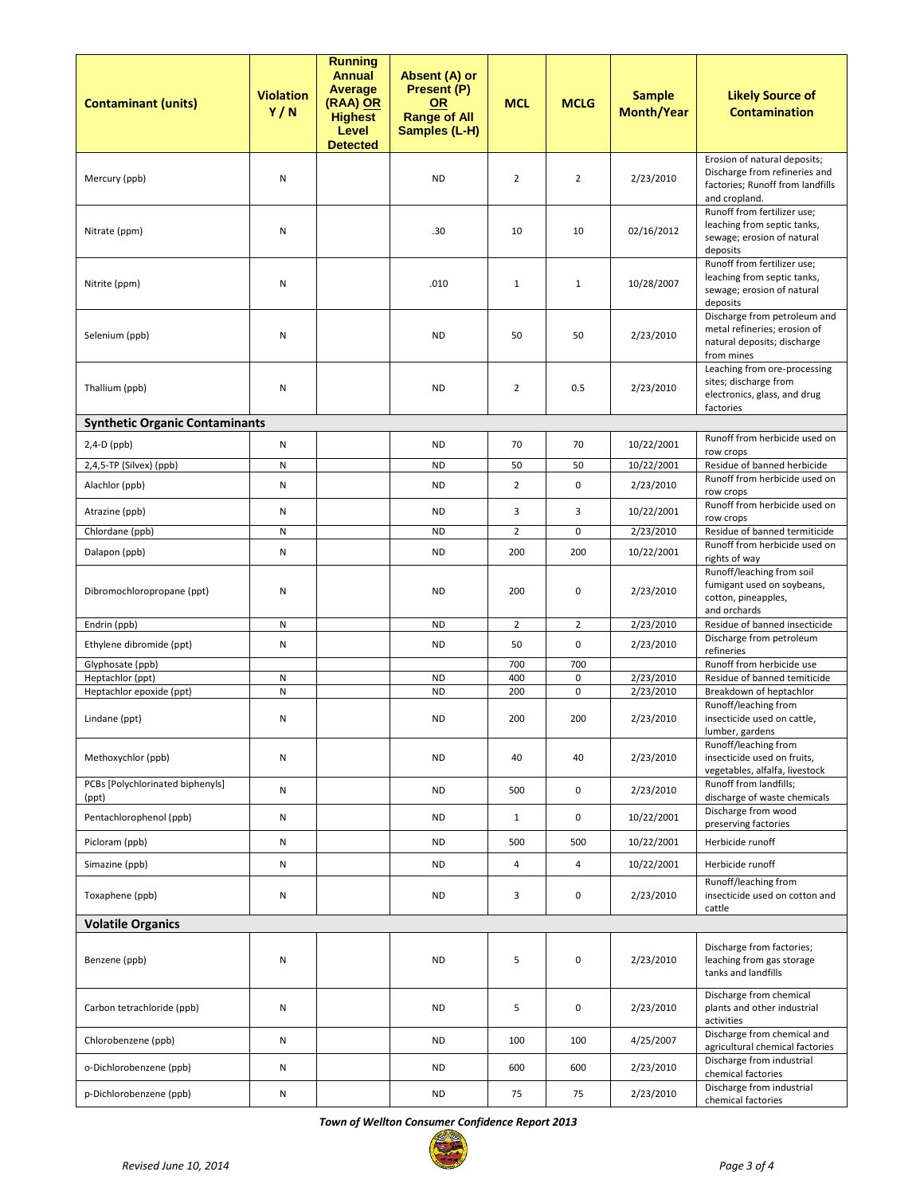| Contaminant (units) | Violation Y / N | Running Annual Average (RAA) OR Highest Level Detected | Absent (A) or Present (P) OR Range of All Samples (L-H) | MCL | MCLG | Sample Month/Year | Likely Source of Contamination |
|---|---|---|---|---|---|---|---|
| Mercury (ppb) | N | | ND | 2 | 2 | 2/23/2010 | Erosion of natural deposits; Discharge from refineries and factories; Runoff from landfills and cropland. |
| Nitrate (ppm) | N | | .30 | 10 | 10 | 02/16/2012 | Runoff from fertilizer use; leaching from septic tanks, sewage; erosion of natural deposits |
| Nitrite (ppm) | N | | .010 | 1 | 1 | 10/28/2007 | Runoff from fertilizer use; leaching from septic tanks, sewage; erosion of natural deposits |
| Selenium (ppb) | N | | ND | 50 | 50 | 2/23/2010 | Discharge from petroleum and metal refineries; erosion of natural deposits; discharge from mines |
| Thallium (ppb) | N | | ND | 2 | 0.5 | 2/23/2010 | Leaching from ore-processing sites; discharge from electronics, glass, and drug factories |
| **Synthetic Organic Contaminants** | | | | | | | |
| 2,4-D (ppb) | N | | ND | 70 | 70 | 10/22/2001 | Runoff from herbicide used on row crops |
| 2,4,5-TP (Silvex) (ppb) | N | | ND | 50 | 50 | 10/22/2001 | Residue of banned herbicide |
| Alachlor (ppb) | N | | ND | 2 | 0 | 2/23/2010 | Runoff from herbicide used on row crops |
| Atrazine (ppb) | N | | ND | 3 | 3 | 10/22/2001 | Runoff from herbicide used on row crops |
| Chlordane (ppb) | N | | ND | 2 | 0 | 2/23/2010 | Residue of banned termiticide |
| Dalapon (ppb) | N | | ND | 200 | 200 | 10/22/2001 | Runoff from herbicide used on rights of way |
| Dibromochloropropane (ppt) | N | | ND | 200 | 0 | 2/23/2010 | Runoff/leaching from soil fumigant used on soybeans, cotton, pineapples, and orchards |
| Endrin (ppb) | N | | ND | 2 | 2 | 2/23/2010 | Residue of banned insecticide |
| Ethylene dibromide (ppt) | N | | ND | 50 | 0 | 2/23/2010 | Discharge from petroleum refineries |
| Glyphosate (ppb) | | | | 700 | 700 | | Runoff from herbicide use |
| Heptachlor (ppt) | N | | ND | 400 | 0 | 2/23/2010 | Residue of banned temiticide |
| Heptachlor epoxide (ppt) | N | | ND | 200 | 0 | 2/23/2010 | Breakdown of heptachlor |
| Lindane (ppt) | N | | ND | 200 | 200 | 2/23/2010 | Runoff/leaching from insecticide used on cattle, lumber, gardens |
| Methoxychlor (ppb) | N | | ND | 40 | 40 | 2/23/2010 | Runoff/leaching from insecticide used on fruits, vegetables, alfalfa, livestock |
| PCBs [Polychlorinated biphenyls] (ppt) | N | | ND | 500 | 0 | 2/23/2010 | Runoff from landfills; discharge of waste chemicals |
| Pentachlorophenol (ppb) | N | | ND | 1 | 0 | 10/22/2001 | Discharge from wood preserving factories |
| Picloram (ppb) | N | | ND | 500 | 500 | 10/22/2001 | Herbicide runoff |
| Simazine (ppb) | N | | ND | 4 | 4 | 10/22/2001 | Herbicide runoff |
| Toxaphene (ppb) | N | | ND | 3 | 0 | 2/23/2010 | Runoff/leaching from insecticide used on cotton and cattle |
| **Volatile Organics** | | | | | | | |
| Benzene (ppb) | N | | ND | 5 | 0 | 2/23/2010 | Discharge from factories; leaching from gas storage tanks and landfills |
| Carbon tetrachloride (ppb) | N | | ND | 5 | 0 | 2/23/2010 | Discharge from chemical plants and other industrial activities |
| Chlorobenzene (ppb) | N | | ND | 100 | 100 | 4/25/2007 | Discharge from chemical and agricultural chemical factories |
| o-Dichlorobenzene (ppb) | N | | ND | 600 | 600 | 2/23/2010 | Discharge from industrial chemical factories |
| p-Dichlorobenzene (ppb) | N | | ND | 75 | 75 | 2/23/2010 | Discharge from industrial chemical factories |

*Town of Wellton Consumer Confidence Report 2013*

*Revised June 10, 2014*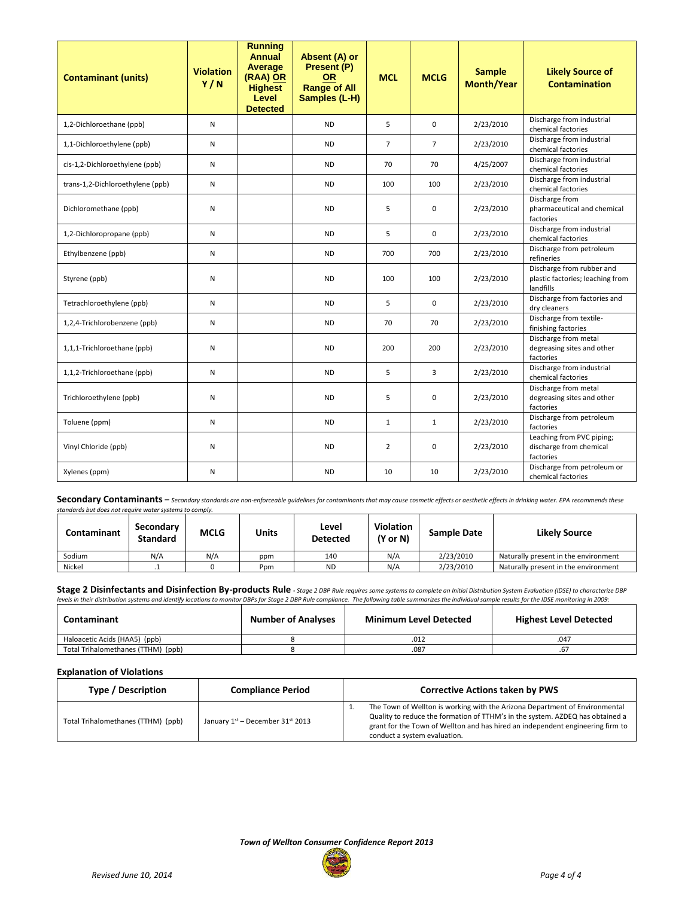| Contaminant (units) | Violation Y / N | Running Annual Average (RAA) OR Highest Level Detected | Absent (A) or Present (P) OR Range of All Samples (L-H) | MCL | MCLG | Sample Month/Year | Likely Source of Contamination |
|---|---|---|---|---|---|---|---|
| 1,2-Dichloroethane (ppb) | N | | ND | 5 | 0 | 2/23/2010 | Discharge from industrial chemical factories |
| 1,1-Dichloroethylene (ppb) | N | | ND | 7 | 7 | 2/23/2010 | Discharge from industrial chemical factories |
| cis-1,2-Dichloroethylene (ppb) | N | | ND | 70 | 70 | 4/25/2007 | Discharge from industrial chemical factories |
| trans-1,2-Dichloroethylene (ppb) | N | | ND | 100 | 100 | 2/23/2010 | Discharge from industrial chemical factories |
| Dichloromethane (ppb) | N | | ND | 5 | 0 | 2/23/2010 | Discharge from pharmaceutical and chemical factories |
| 1,2-Dichloropropane (ppb) | N | | ND | 5 | 0 | 2/23/2010 | Discharge from industrial chemical factories |
| Ethylbenzene (ppb) | N | | ND | 700 | 700 | 2/23/2010 | Discharge from petroleum refineries |
| Styrene (ppb) | N | | ND | 100 | 100 | 2/23/2010 | Discharge from rubber and plastic factories; leaching from landfills |
| Tetrachloroethylene (ppb) | N | | ND | 5 | 0 | 2/23/2010 | Discharge from factories and dry cleaners |
| 1,2,4-Trichlorobenzene (ppb) | N | | ND | 70 | 70 | 2/23/2010 | Discharge from textile-finishing factories |
| 1,1,1-Trichloroethane (ppb) | N | | ND | 200 | 200 | 2/23/2010 | Discharge from metal degreasing sites and other factories |
| 1,1,2-Trichloroethane (ppb) | N | | ND | 5 | 3 | 2/23/2010 | Discharge from industrial chemical factories |
| Trichloroethylene (ppb) | N | | ND | 5 | 0 | 2/23/2010 | Discharge from metal degreasing sites and other factories |
| Toluene (ppm) | N | | ND | 1 | 1 | 2/23/2010 | Discharge from petroleum factories |
| Vinyl Chloride (ppb) | N | | ND | 2 | 0 | 2/23/2010 | Leaching from PVC piping; discharge from chemical factories |
| Xylenes (ppm) | N | | ND | 10 | 10 | 2/23/2010 | Discharge from petroleum or chemical factories |

**Secondary Contaminants** – *Secondary standards are non-enforceable guidelines for contaminants that may cause cosmetic effects or aesthetic effects in drinking water. EPA recommends these standards but does not require water systems to comply.*

| Contaminant | Secondary Standard | MCLG | Units | Level Detected | Violation (Y or N) | Sample Date | Likely Source |
|---|---|---|---|---|---|---|---|
| Sodium | N/A | N/A | ppm | 140 | N/A | 2/23/2010 | Naturally present in the environment |
| Nickel | .1 | 0 | Ppm | ND | N/A | 2/23/2010 | Naturally present in the environment |

**Stage 2 Disinfectants and Disinfection By-products Rule** - *Stage 2 DBP Rule requires some systems to complete an Initial Distribution System Evaluation (IDSE) to characterize DBP levels in their distribution systems and identify locations to monitor DBPs for Stage 2 DBP Rule compliance. The following table summarizes the individual sample results for the IDSE monitoring in 2009:*

| Contaminant | Number of Analyses | Minimum Level Detected | Highest Level Detected |
|---|---|---|---|
| Haloacetic Acids (HAA5) (ppb) | 8 | .012 | .047 |
| Total Trihalomethanes (TTHM) (ppb) | 8 | .087 | .67 |

**Explanation of Violations**

| Type / Description | Compliance Period | Corrective Actions taken by PWS |
|---|---|---|
| Total Trihalomethanes (TTHM) (ppb) | January 1st – December 31st 2013 | 1. The Town of Wellton is working with the Arizona Department of Environmental Quality to reduce the formation of TTHM's in the system. AZDEQ has obtained a grant for the Town of Wellton and has hired an independent engineering firm to conduct a system evaluation. |

*Town of Wellton Consumer Confidence Report 2013*

*Revised June 10, 2014*